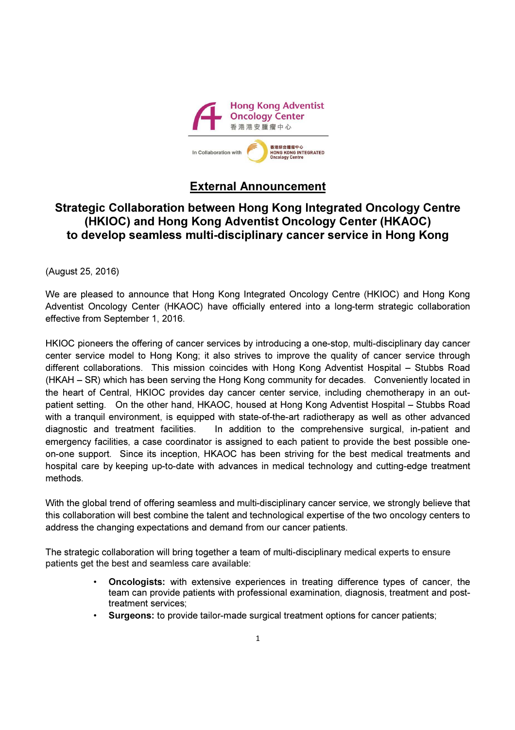Hong Kong Adventist Oncology Center
香港港安腫瘤中心

In Collaboration with 香港綜合腫瘤中心 HONG KONG INTEGRATED Oncology Centre

# External Announcement

## Strategic Collaboration between Hong Kong Integrated Oncology Centre (HKIOC) and Hong Kong Adventist Oncology Center (HKAOC) to develop seamless multi-disciplinary cancer service in Hong Kong

(August 25, 2016)

We are pleased to announce that Hong Kong Integrated Oncology Centre (HKIOC) and Hong Kong Adventist Oncology Center (HKAOC) have officially entered into a long-term strategic collaboration effective from September 1, 2016.

HKIOC pioneers the offering of cancer services by introducing a one-stop, multi-disciplinary day cancer center service model to Hong Kong; it also strives to improve the quality of cancer service through different collaborations. This mission coincides with Hong Kong Adventist Hospital – Stubbs Road (HKAH – SR) which has been serving the Hong Kong community for decades. Conveniently located in the heart of Central, HKIOC provides day cancer center service, including chemotherapy in an out-patient setting. On the other hand, HKAOC, housed at Hong Kong Adventist Hospital – Stubbs Road with a tranquil environment, is equipped with state-of-the-art radiotherapy as well as other advanced diagnostic and treatment facilities. In addition to the comprehensive surgical, in-patient and emergency facilities, a case coordinator is assigned to each patient to provide the best possible one-on-one support. Since its inception, HKAOC has been striving for the best medical treatments and hospital care by keeping up-to-date with advances in medical technology and cutting-edge treatment methods.

With the global trend of offering seamless and multi-disciplinary cancer service, we strongly believe that this collaboration will best combine the talent and technological expertise of the two oncology centers to address the changing expectations and demand from our cancer patients.

The strategic collaboration will bring together a team of multi-disciplinary medical experts to ensure patients get the best and seamless care available:

- **Oncologists:** with extensive experiences in treating difference types of cancer, the team can provide patients with professional examination, diagnosis, treatment and post-treatment services;
- **Surgeons:** to provide tailor-made surgical treatment options for cancer patients;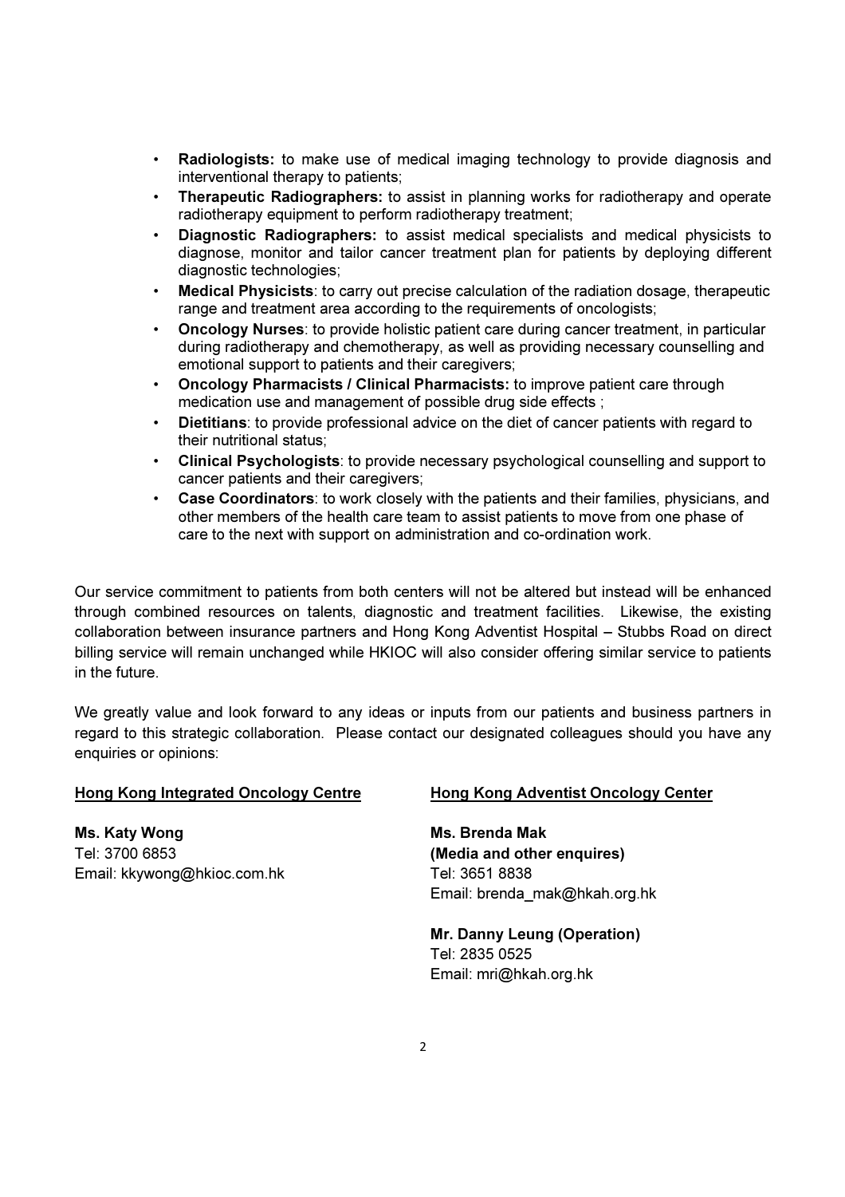- **Radiologists:** to make use of medical imaging technology to provide diagnosis and interventional therapy to patients;
- **Therapeutic Radiographers:** to assist in planning works for radiotherapy and operate radiotherapy equipment to perform radiotherapy treatment;
- **Diagnostic Radiographers:** to assist medical specialists and medical physicists to diagnose, monitor and tailor cancer treatment plan for patients by deploying different diagnostic technologies;
- **Medical Physicists**: to carry out precise calculation of the radiation dosage, therapeutic range and treatment area according to the requirements of oncologists;
- **Oncology Nurses**: to provide holistic patient care during cancer treatment, in particular during radiotherapy and chemotherapy, as well as providing necessary counselling and emotional support to patients and their caregivers;
- **Oncology Pharmacists / Clinical Pharmacists:** to improve patient care through medication use and management of possible drug side effects ;
- **Dietitians**: to provide professional advice on the diet of cancer patients with regard to their nutritional status;
- **Clinical Psychologists**: to provide necessary psychological counselling and support to cancer patients and their caregivers;
- **Case Coordinators**: to work closely with the patients and their families, physicians, and other members of the health care team to assist patients to move from one phase of care to the next with support on administration and co-ordination work.

Our service commitment to patients from both centers will not be altered but instead will be enhanced through combined resources on talents, diagnostic and treatment facilities. Likewise, the existing collaboration between insurance partners and Hong Kong Adventist Hospital – Stubbs Road on direct billing service will remain unchanged while HKIOC will also consider offering similar service to patients in the future.

We greatly value and look forward to any ideas or inputs from our patients and business partners in regard to this strategic collaboration. Please contact our designated colleagues should you have any enquiries or opinions:

<u>Hong Kong Integrated Oncology Centre</u>

**Ms. Katy Wong**
Tel: 3700 6853
Email: kkywong@hkioc.com.hk

<u>Hong Kong Adventist Oncology Center</u>

**Ms. Brenda Mak**
**(Media and other enquires)**
Tel: 3651 8838
Email: brenda_mak@hkah.org.hk

**Mr. Danny Leung (Operation)**
Tel: 2835 0525
Email: mri@hkah.org.hk